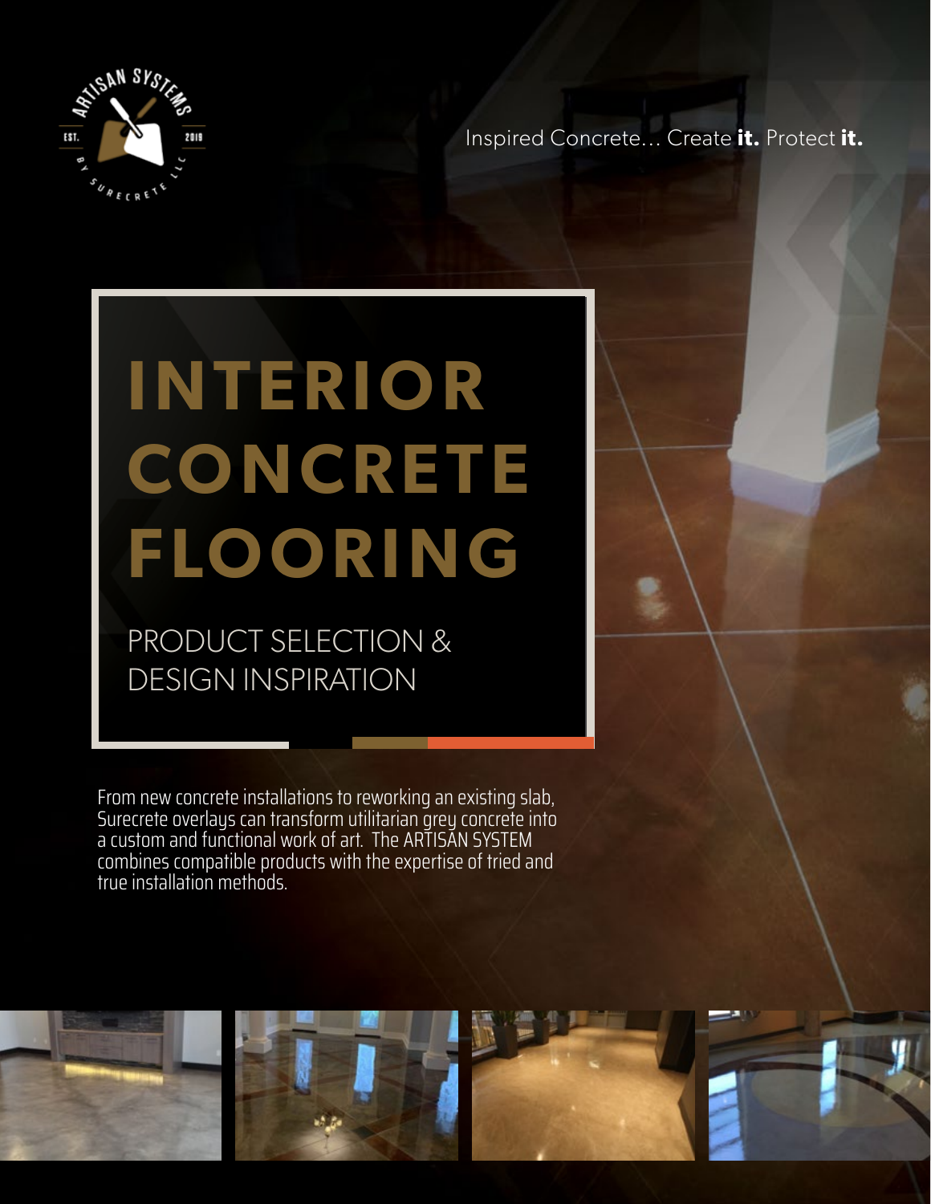Inspired Concrete... Create **it.** Protect **it.**

# INTERIOR CONCRETE FLOORING

## PRODUCT SELECTION & DESIGN INSPIRATION

From new concrete installations to reworking an existing slab, Surecrete overlays can transform utilitarian grey concrete into a custom and functional work of art. The ARTISAN SYSTEM combines compatible products with the expertise of tried and true installation methods.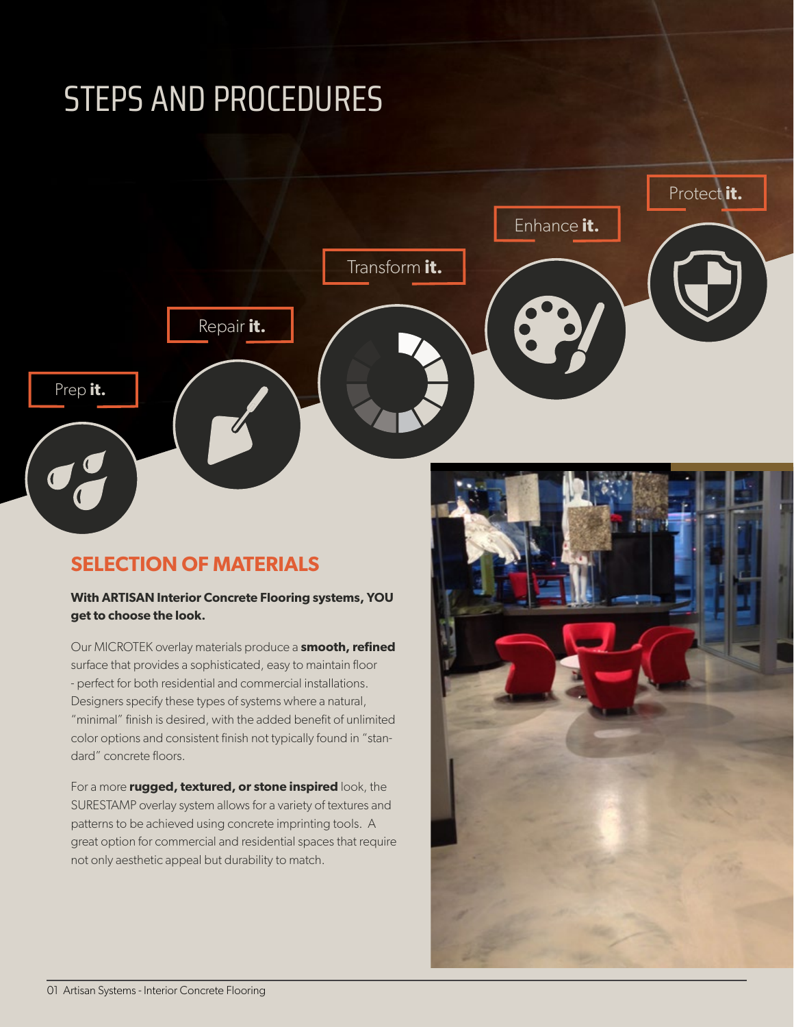# STEPS AND PROCEDURES

Prep **it.**

Repair **it.**

Transform **it.**

Enhance **it.**

Protect **it.**

## SELECTION OF MATERIALS

**With ARTISAN Interior Concrete Flooring systems, YOU get to choose the look.**

Our MICROTEK overlay materials produce a **smooth, refined** surface that provides a sophisticated, easy to maintain floor - perfect for both residential and commercial installations. Designers specify these types of systems where a natural, "minimal" finish is desired, with the added benefit of unlimited color options and consistent finish not typically found in "standard" concrete floors.

For a more **rugged, textured, or stone inspired** look, the SURESTAMP overlay system allows for a variety of textures and patterns to be achieved using concrete imprinting tools. A great option for commercial and residential spaces that require not only aesthetic appeal but durability to match.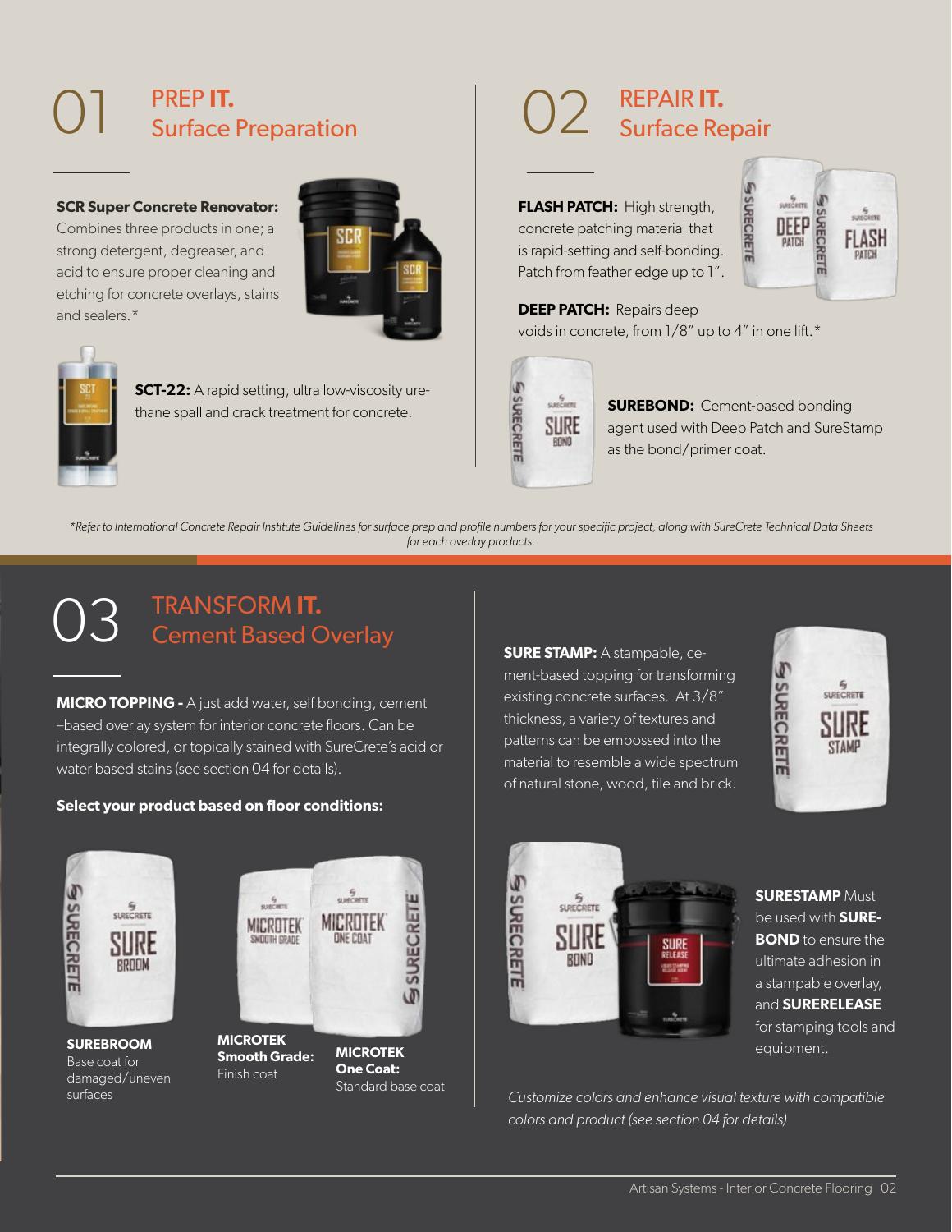# 01 PREP **IT.** Surface Preparation

**SCR Super Concrete Renovator:** Combines three products in one; a strong detergent, degreaser, and acid to ensure proper cleaning and etching for concrete overlays, stains and sealers.*

**SCT-22:** A rapid setting, ultra low-viscosity urethane spall and crack treatment for concrete.

# 02 REPAIR **IT.** Surface Repair

**FLASH PATCH:** High strength, concrete patching material that is rapid-setting and self-bonding. Patch from feather edge up to 1".

**DEEP PATCH:** Repairs deep voids in concrete, from 1/8" up to 4" in one lift.*

**SUREBOND:** Cement-based bonding agent used with Deep Patch and SureStamp as the bond/primer coat.

*\*Refer to International Concrete Repair Institute Guidelines for surface prep and profile numbers for your specific project, along with SureCrete Technical Data Sheets for each overlay products.*

# 03 TRANSFORM **IT.** Cement Based Overlay

**MICRO TOPPING -** A just add water, self bonding, cement –based overlay system for interior concrete floors. Can be integrally colored, or topically stained with SureCrete's acid or water based stains (see section 04 for details).

**Select your product based on floor conditions:**

**SUREBROOM**
Base coat for damaged/uneven surfaces

**MICROTEK Smooth Grade:**
Finish coat

**MICROTEK One Coat:**
Standard base coat

**SURE STAMP:** A stampable, cement-based topping for transforming existing concrete surfaces. At 3/8" thickness, a variety of textures and patterns can be embossed into the material to resemble a wide spectrum of natural stone, wood, tile and brick.

**SURESTAMP** Must be used with **SUREBOND** to ensure the ultimate adhesion in a stampable overlay, and **SURERELEASE** for stamping tools and equipment.

*Customize colors and enhance visual texture with compatible colors and product (see section 04 for details)*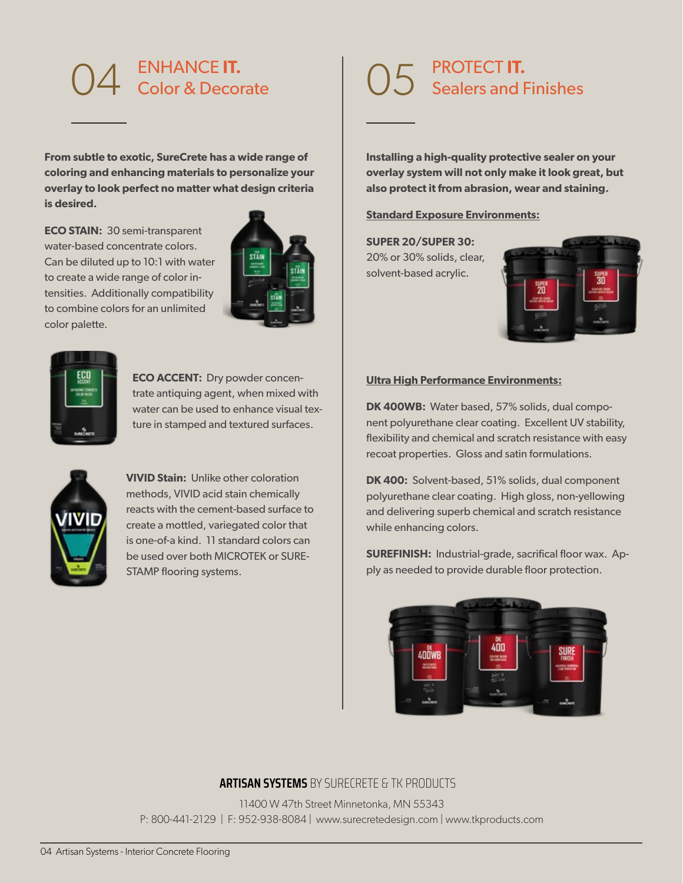## 04 ENHANCE **IT.** Color & Decorate

**From subtle to exotic, SureCrete has a wide range of coloring and enhancing materials to personalize your overlay to look perfect no matter what design criteria is desired.**

**ECO STAIN:** 30 semi-transparent water-based concentrate colors. Can be diluted up to 10:1 with water to create a wide range of color intensities. Additionally compatibility to combine colors for an unlimited color palette.

**ECO ACCENT:** Dry powder concentrate antiquing agent, when mixed with water can be used to enhance visual texture in stamped and textured surfaces.

**VIVID Stain:** Unlike other coloration methods, VIVID acid stain chemically reacts with the cement-based surface to create a mottled, variegated color that is one-of-a kind. 11 standard colors can be used over both MICROTEK or SURE-STAMP flooring systems.

## 05 PROTECT **IT.** Sealers and Finishes

**Installing a high-quality protective sealer on your overlay system will not only make it look great, but also protect it from abrasion, wear and staining.**

**Standard Exposure Environments:**

**SUPER 20/SUPER 30:** 20% or 30% solids, clear, solvent-based acrylic.

**Ultra High Performance Environments:**

**DK 400WB:** Water based, 57% solids, dual component polyurethane clear coating. Excellent UV stability, flexibility and chemical and scratch resistance with easy recoat properties. Gloss and satin formulations.

**DK 400:** Solvent-based, 51% solids, dual component polyurethane clear coating. High gloss, non-yellowing and delivering superb chemical and scratch resistance while enhancing colors.

**SUREFINISH:** Industrial-grade, sacrifical floor wax. Apply as needed to provide durable floor protection.

**ARTISAN SYSTEMS** BY SURECRETE & TK PRODUCTS

11400 W 47th Street Minnetonka, MN 55343

P: 800-441-2129 | F: 952-938-8084 | www.surecretedesign.com | www.tkproducts.com